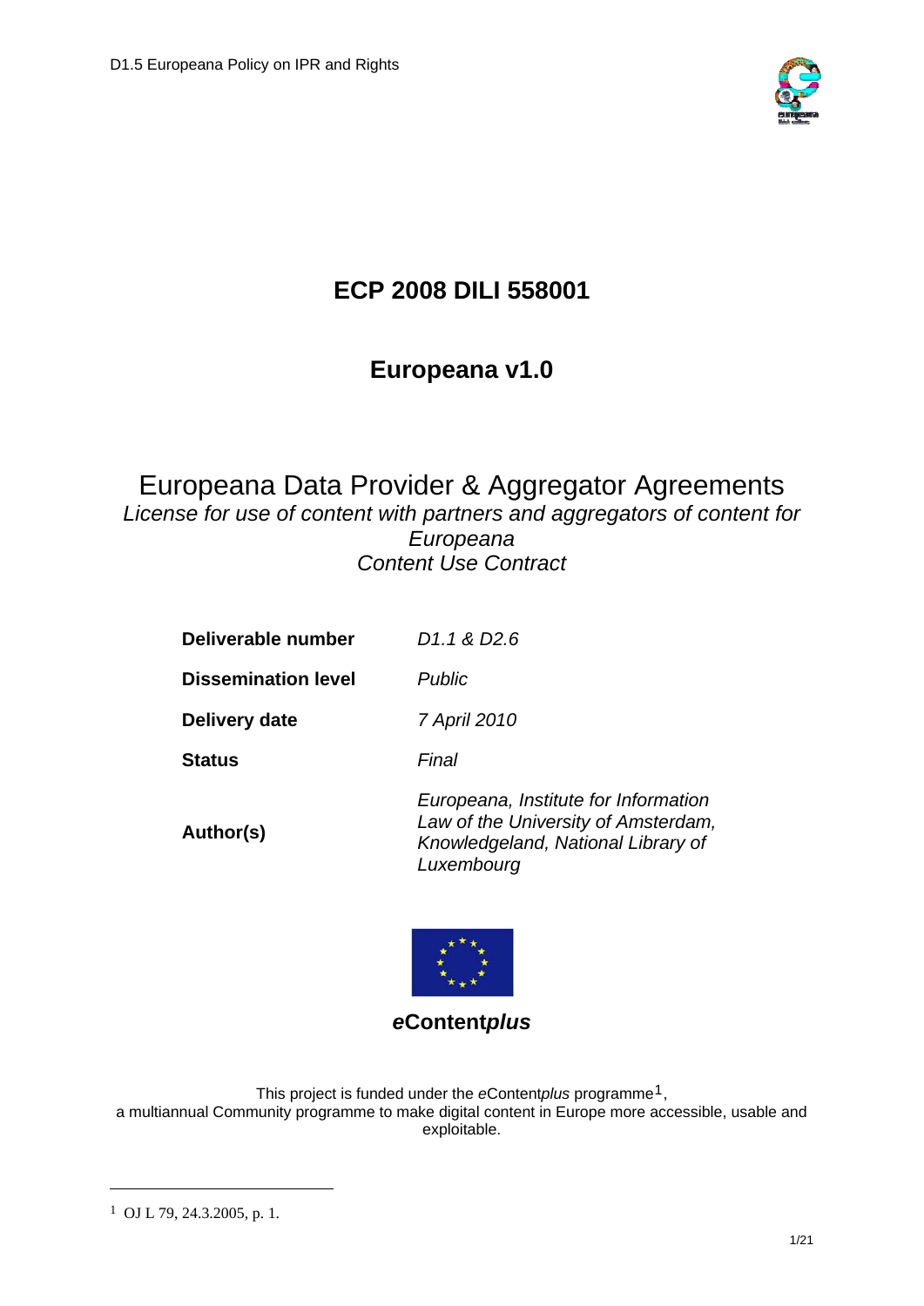# ECP 2008 DILI 558001

## Europeana v1.0

# Europeana Data Provider & Aggregator Agreements

*License for use of content with partners and aggregators of content for Europeana*
*Content Use Contract*

| | |
|---|---|
| **Deliverable number** | *D1.1 & D2.6* |
| **Dissemination level** | *Public* |
| **Delivery date** | *7 April 2010* |
| **Status** | *Final* |
| **Author(s)** | *Europeana, Institute for Information Law of the University of Amsterdam, Knowledgeland, National Library of Luxembourg* |

***e*Content*plus***

This project is funded under the *e*Content*plus* programme[1], a multiannual Community programme to make digital content in Europe more accessible, usable and exploitable.

[1] OJ L 79, 24.3.2005, p. 1.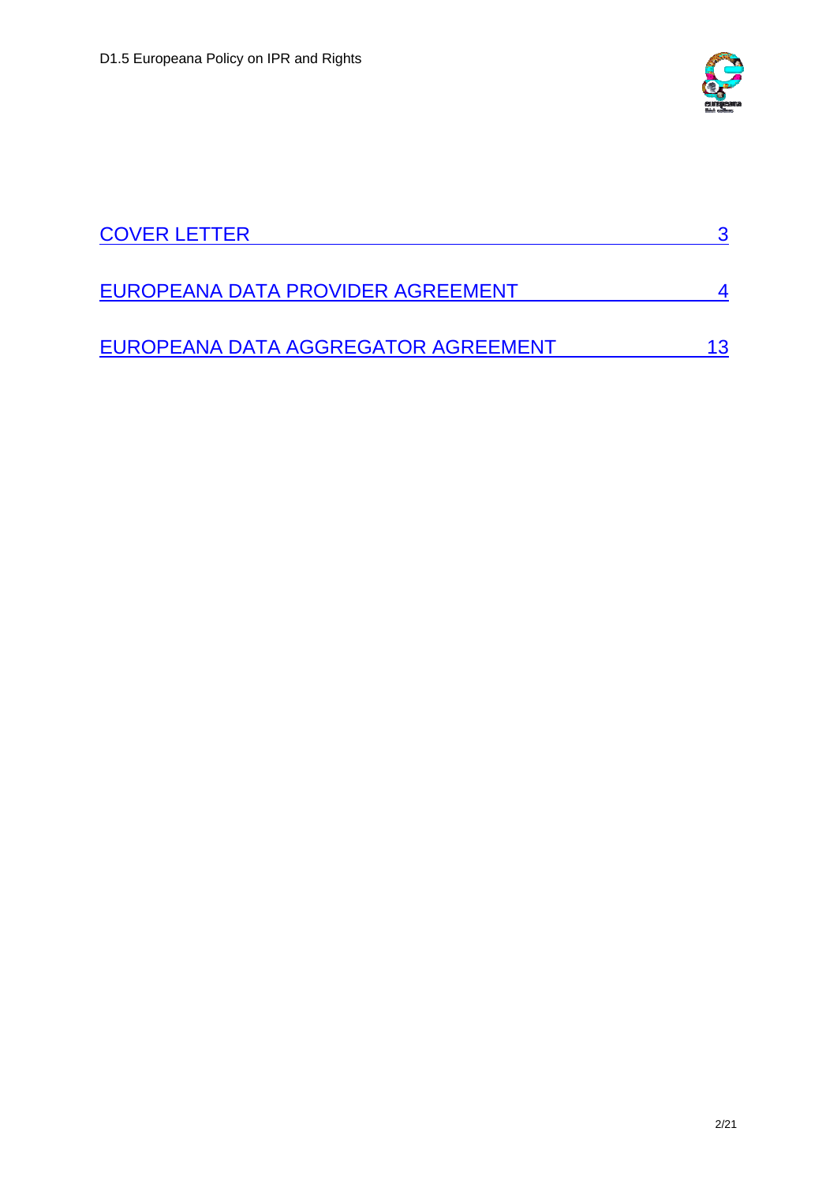[COVER LETTER](#) 3

[EUROPEANA DATA PROVIDER AGREEMENT](#) 4

[EUROPEANA DATA AGGREGATOR AGREEMENT](#) 13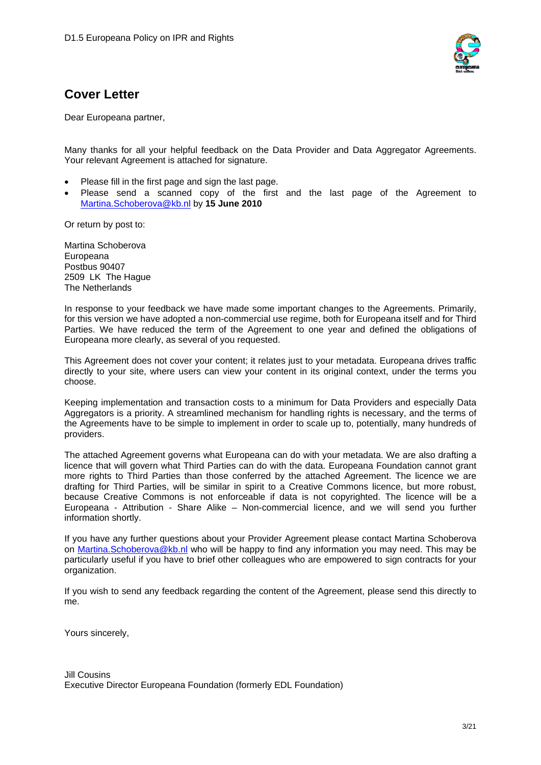## Cover Letter

Dear Europeana partner,

Many thanks for all your helpful feedback on the Data Provider and Data Aggregator Agreements. Your relevant Agreement is attached for signature.

- Please fill in the first page and sign the last page.
- Please send a scanned copy of the first and the last page of the Agreement to Martina.Schoberova@kb.nl by **15 June 2010**

Or return by post to:

Martina Schoberova
Europeana
Postbus 90407
2509 LK The Hague
The Netherlands

In response to your feedback we have made some important changes to the Agreements. Primarily, for this version we have adopted a non-commercial use regime, both for Europeana itself and for Third Parties. We have reduced the term of the Agreement to one year and defined the obligations of Europeana more clearly, as several of you requested.

This Agreement does not cover your content; it relates just to your metadata. Europeana drives traffic directly to your site, where users can view your content in its original context, under the terms you choose.

Keeping implementation and transaction costs to a minimum for Data Providers and especially Data Aggregators is a priority. A streamlined mechanism for handling rights is necessary, and the terms of the Agreements have to be simple to implement in order to scale up to, potentially, many hundreds of providers.

The attached Agreement governs what Europeana can do with your metadata. We are also drafting a licence that will govern what Third Parties can do with the data. Europeana Foundation cannot grant more rights to Third Parties than those conferred by the attached Agreement. The licence we are drafting for Third Parties, will be similar in spirit to a Creative Commons licence, but more robust, because Creative Commons is not enforceable if data is not copyrighted. The licence will be a Europeana - Attribution - Share Alike – Non-commercial licence, and we will send you further information shortly.

If you have any further questions about your Provider Agreement please contact Martina Schoberova on Martina.Schoberova@kb.nl who will be happy to find any information you may need. This may be particularly useful if you have to brief other colleagues who are empowered to sign contracts for your organization.

If you wish to send any feedback regarding the content of the Agreement, please send this directly to me.

Yours sincerely,

Jill Cousins
Executive Director Europeana Foundation (formerly EDL Foundation)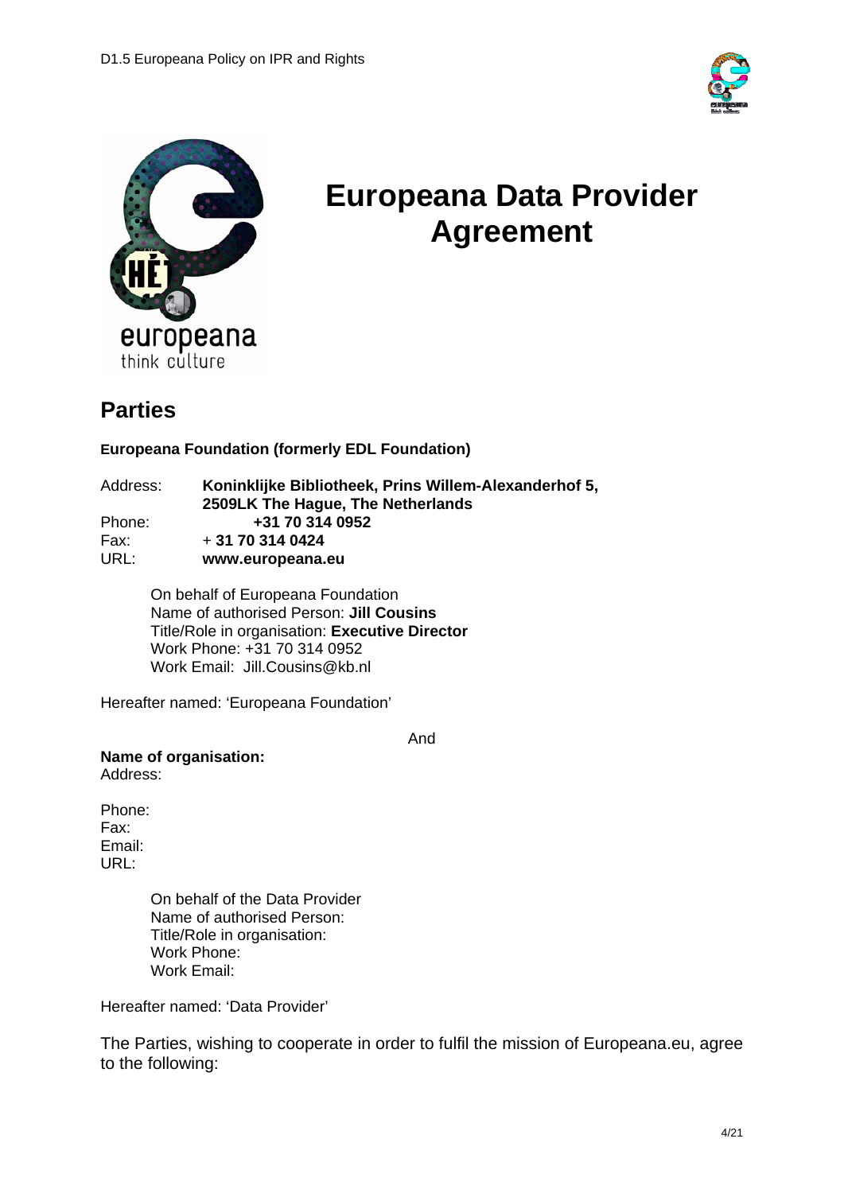# Europeana Data Provider Agreement

## Parties

**Europeana Foundation (formerly EDL Foundation)**

Address: **Koninklijke Bibliotheek, Prins Willem-Alexanderhof 5, 2509LK The Hague, The Netherlands**
Phone: **+31 70 314 0952**
Fax: + **31 70 314 0424**
URL: **www.europeana.eu**

On behalf of Europeana Foundation
Name of authorised Person: **Jill Cousins**
Title/Role in organisation: **Executive Director**
Work Phone: +31 70 314 0952
Work Email: Jill.Cousins@kb.nl

Hereafter named: 'Europeana Foundation'

And

**Name of organisation:**
Address:

Phone:
Fax:
Email:
URL:

On behalf of the Data Provider
Name of authorised Person:
Title/Role in organisation:
Work Phone:
Work Email:

Hereafter named: 'Data Provider'

The Parties, wishing to cooperate in order to fulfil the mission of Europeana.eu, agree to the following: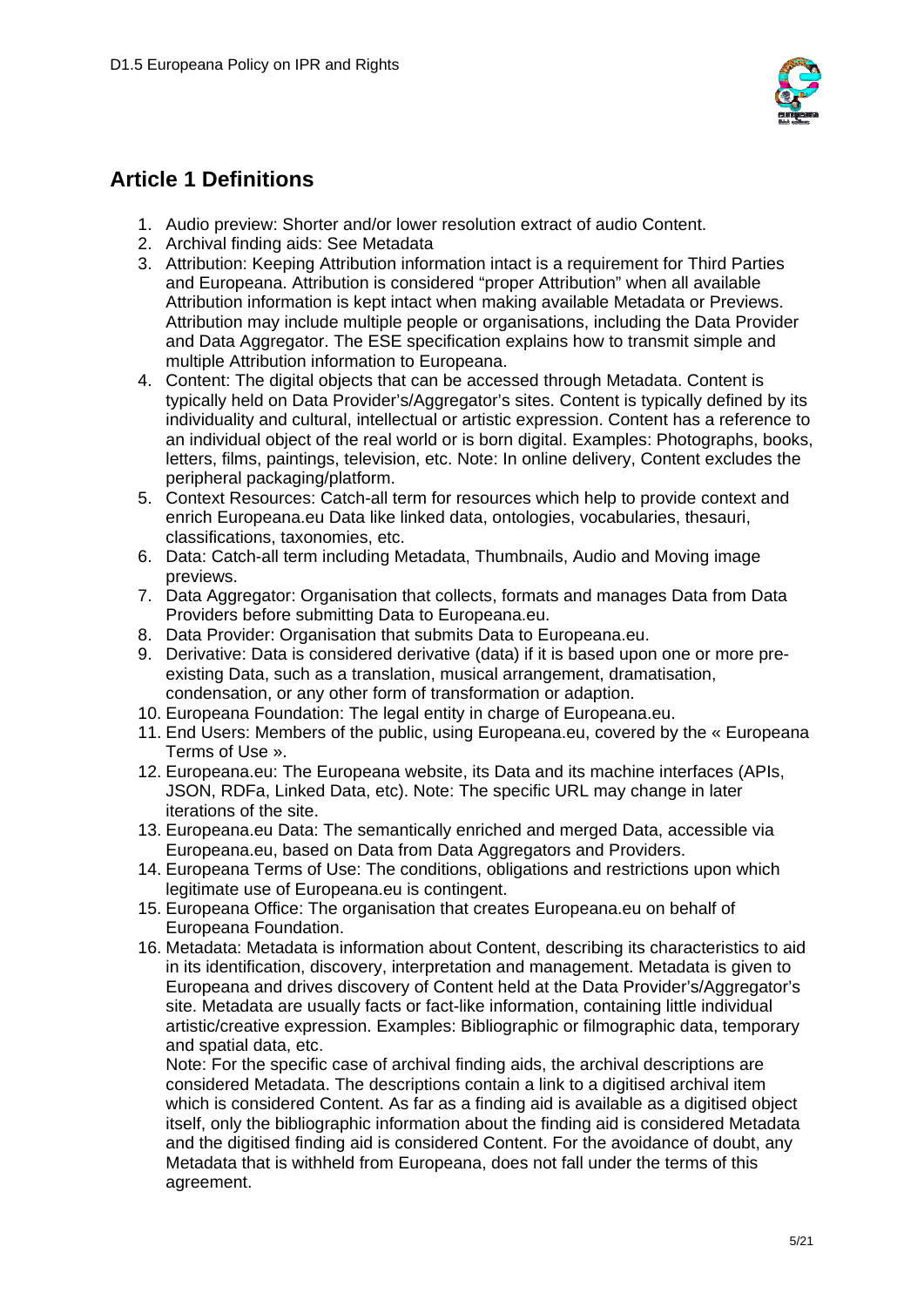## Article 1 Definitions

1. Audio preview: Shorter and/or lower resolution extract of audio Content.
2. Archival finding aids: See Metadata
3. Attribution: Keeping Attribution information intact is a requirement for Third Parties and Europeana. Attribution is considered "proper Attribution" when all available Attribution information is kept intact when making available Metadata or Previews. Attribution may include multiple people or organisations, including the Data Provider and Data Aggregator. The ESE specification explains how to transmit simple and multiple Attribution information to Europeana.
4. Content: The digital objects that can be accessed through Metadata. Content is typically held on Data Provider's/Aggregator's sites. Content is typically defined by its individuality and cultural, intellectual or artistic expression. Content has a reference to an individual object of the real world or is born digital. Examples: Photographs, books, letters, films, paintings, television, etc. Note: In online delivery, Content excludes the peripheral packaging/platform.
5. Context Resources: Catch-all term for resources which help to provide context and enrich Europeana.eu Data like linked data, ontologies, vocabularies, thesauri, classifications, taxonomies, etc.
6. Data: Catch-all term including Metadata, Thumbnails, Audio and Moving image previews.
7. Data Aggregator: Organisation that collects, formats and manages Data from Data Providers before submitting Data to Europeana.eu.
8. Data Provider: Organisation that submits Data to Europeana.eu.
9. Derivative: Data is considered derivative (data) if it is based upon one or more pre-existing Data, such as a translation, musical arrangement, dramatisation, condensation, or any other form of transformation or adaption.
10. Europeana Foundation: The legal entity in charge of Europeana.eu.
11. End Users: Members of the public, using Europeana.eu, covered by the « Europeana Terms of Use ».
12. Europeana.eu: The Europeana website, its Data and its machine interfaces (APIs, JSON, RDFa, Linked Data, etc). Note: The specific URL may change in later iterations of the site.
13. Europeana.eu Data: The semantically enriched and merged Data, accessible via Europeana.eu, based on Data from Data Aggregators and Providers.
14. Europeana Terms of Use: The conditions, obligations and restrictions upon which legitimate use of Europeana.eu is contingent.
15. Europeana Office: The organisation that creates Europeana.eu on behalf of Europeana Foundation.
16. Metadata: Metadata is information about Content, describing its characteristics to aid in its identification, discovery, interpretation and management. Metadata is given to Europeana and drives discovery of Content held at the Data Provider's/Aggregator's site. Metadata are usually facts or fact-like information, containing little individual artistic/creative expression. Examples: Bibliographic or filmographic data, temporary and spatial data, etc.

    Note: For the specific case of archival finding aids, the archival descriptions are considered Metadata. The descriptions contain a link to a digitised archival item which is considered Content. As far as a finding aid is available as a digitised object itself, only the bibliographic information about the finding aid is considered Metadata and the digitised finding aid is considered Content. For the avoidance of doubt, any Metadata that is withheld from Europeana, does not fall under the terms of this agreement.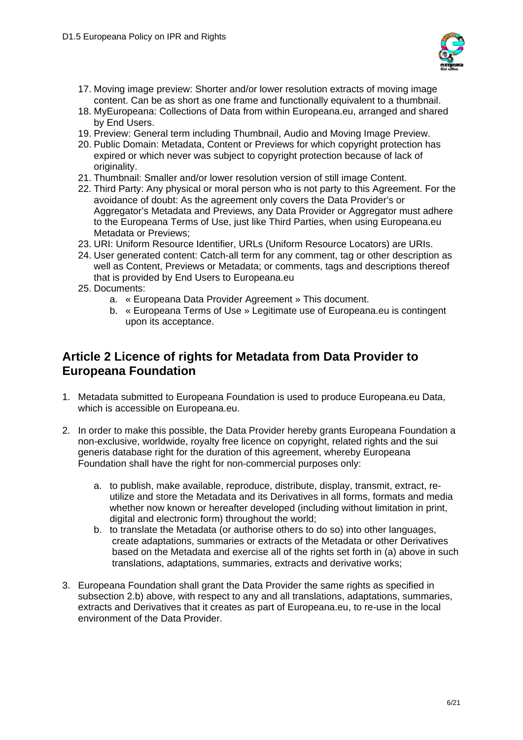17. Moving image preview: Shorter and/or lower resolution extracts of moving image content. Can be as short as one frame and functionally equivalent to a thumbnail.
18. MyEuropeana: Collections of Data from within Europeana.eu, arranged and shared by End Users.
19. Preview: General term including Thumbnail, Audio and Moving Image Preview.
20. Public Domain: Metadata, Content or Previews for which copyright protection has expired or which never was subject to copyright protection because of lack of originality.
21. Thumbnail: Smaller and/or lower resolution version of still image Content.
22. Third Party: Any physical or moral person who is not party to this Agreement. For the avoidance of doubt: As the agreement only covers the Data Provider's or Aggregator's Metadata and Previews, any Data Provider or Aggregator must adhere to the Europeana Terms of Use, just like Third Parties, when using Europeana.eu Metadata or Previews;
23. URI: Uniform Resource Identifier, URLs (Uniform Resource Locators) are URIs.
24. User generated content: Catch-all term for any comment, tag or other description as well as Content, Previews or Metadata; or comments, tags and descriptions thereof that is provided by End Users to Europeana.eu
25. Documents:
    a. « Europeana Data Provider Agreement » This document.
    b. « Europeana Terms of Use » Legitimate use of Europeana.eu is contingent upon its acceptance.

## Article 2 Licence of rights for Metadata from Data Provider to Europeana Foundation

1. Metadata submitted to Europeana Foundation is used to produce Europeana.eu Data, which is accessible on Europeana.eu.

2. In order to make this possible, the Data Provider hereby grants Europeana Foundation a non-exclusive, worldwide, royalty free licence on copyright, related rights and the sui generis database right for the duration of this agreement, whereby Europeana Foundation shall have the right for non-commercial purposes only:

    a. to publish, make available, reproduce, distribute, display, transmit, extract, re-utilize and store the Metadata and its Derivatives in all forms, formats and media whether now known or hereafter developed (including without limitation in print, digital and electronic form) throughout the world;
    b. to translate the Metadata (or authorise others to do so) into other languages, create adaptations, summaries or extracts of the Metadata or other Derivatives based on the Metadata and exercise all of the rights set forth in (a) above in such translations, adaptations, summaries, extracts and derivative works;

3. Europeana Foundation shall grant the Data Provider the same rights as specified in subsection 2.b) above, with respect to any and all translations, adaptations, summaries, extracts and Derivatives that it creates as part of Europeana.eu, to re-use in the local environment of the Data Provider.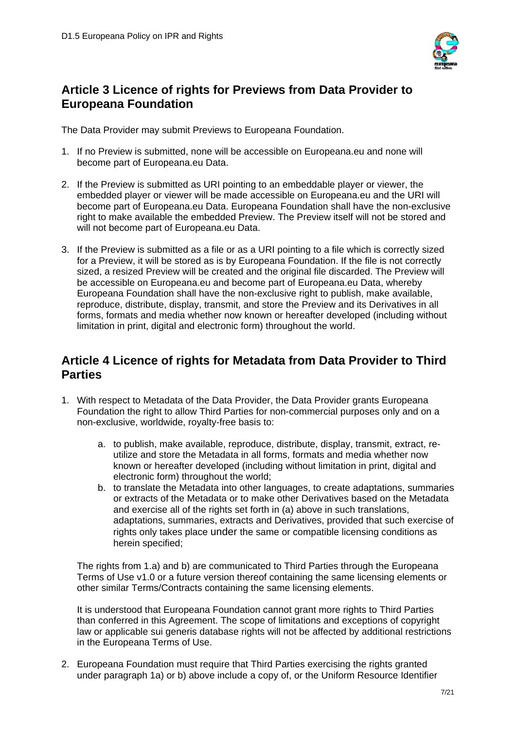## Article 3 Licence of rights for Previews from Data Provider to Europeana Foundation

The Data Provider may submit Previews to Europeana Foundation.

1. If no Preview is submitted, none will be accessible on Europeana.eu and none will become part of Europeana.eu Data.

2. If the Preview is submitted as URI pointing to an embeddable player or viewer, the embedded player or viewer will be made accessible on Europeana.eu and the URI will become part of Europeana.eu Data. Europeana Foundation shall have the non-exclusive right to make available the embedded Preview. The Preview itself will not be stored and will not become part of Europeana.eu Data.

3. If the Preview is submitted as a file or as a URI pointing to a file which is correctly sized for a Preview, it will be stored as is by Europeana Foundation. If the file is not correctly sized, a resized Preview will be created and the original file discarded. The Preview will be accessible on Europeana.eu and become part of Europeana.eu Data, whereby Europeana Foundation shall have the non-exclusive right to publish, make available, reproduce, distribute, display, transmit, and store the Preview and its Derivatives in all forms, formats and media whether now known or hereafter developed (including without limitation in print, digital and electronic form) throughout the world.

## Article 4 Licence of rights for Metadata from Data Provider to Third Parties

1. With respect to Metadata of the Data Provider, the Data Provider grants Europeana Foundation the right to allow Third Parties for non-commercial purposes only and on a non-exclusive, worldwide, royalty-free basis to:

   a. to publish, make available, reproduce, distribute, display, transmit, extract, re-utilize and store the Metadata in all forms, formats and media whether now known or hereafter developed (including without limitation in print, digital and electronic form) throughout the world;
   b. to translate the Metadata into other languages, to create adaptations, summaries or extracts of the Metadata or to make other Derivatives based on the Metadata and exercise all of the rights set forth in (a) above in such translations, adaptations, summaries, extracts and Derivatives, provided that such exercise of rights only takes place under the same or compatible licensing conditions as herein specified;

   The rights from 1.a) and b) are communicated to Third Parties through the Europeana Terms of Use v1.0 or a future version thereof containing the same licensing elements or other similar Terms/Contracts containing the same licensing elements.

   It is understood that Europeana Foundation cannot grant more rights to Third Parties than conferred in this Agreement. The scope of limitations and exceptions of copyright law or applicable sui generis database rights will not be affected by additional restrictions in the Europeana Terms of Use.

2. Europeana Foundation must require that Third Parties exercising the rights granted under paragraph 1a) or b) above include a copy of, or the Uniform Resource Identifier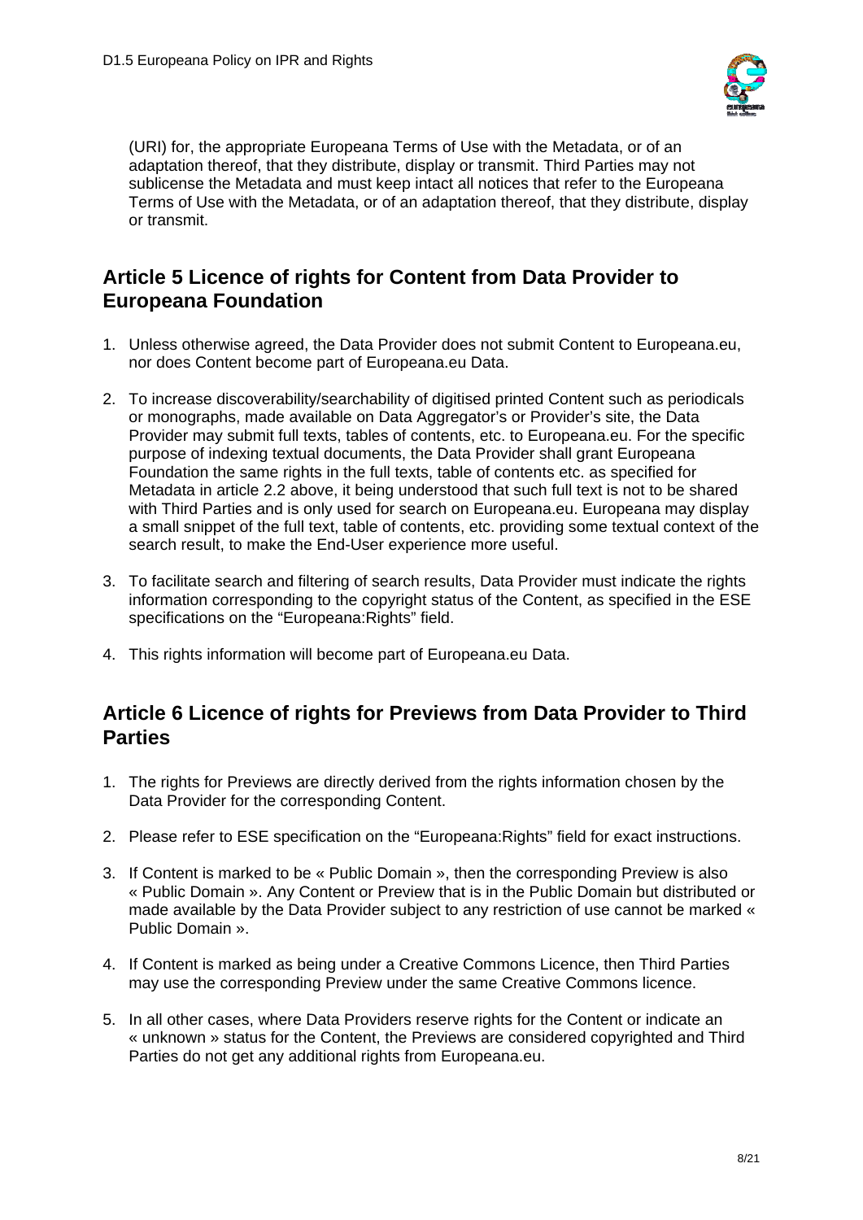(URI) for, the appropriate Europeana Terms of Use with the Metadata, or of an adaptation thereof, that they distribute, display or transmit. Third Parties may not sublicense the Metadata and must keep intact all notices that refer to the Europeana Terms of Use with the Metadata, or of an adaptation thereof, that they distribute, display or transmit.

## Article 5 Licence of rights for Content from Data Provider to Europeana Foundation

1. Unless otherwise agreed, the Data Provider does not submit Content to Europeana.eu, nor does Content become part of Europeana.eu Data.

2. To increase discoverability/searchability of digitised printed Content such as periodicals or monographs, made available on Data Aggregator's or Provider's site, the Data Provider may submit full texts, tables of contents, etc. to Europeana.eu. For the specific purpose of indexing textual documents, the Data Provider shall grant Europeana Foundation the same rights in the full texts, table of contents etc. as specified for Metadata in article 2.2 above, it being understood that such full text is not to be shared with Third Parties and is only used for search on Europeana.eu. Europeana may display a small snippet of the full text, table of contents, etc. providing some textual context of the search result, to make the End-User experience more useful.

3. To facilitate search and filtering of search results, Data Provider must indicate the rights information corresponding to the copyright status of the Content, as specified in the ESE specifications on the "Europeana:Rights" field.

4. This rights information will become part of Europeana.eu Data.

## Article 6 Licence of rights for Previews from Data Provider to Third Parties

1. The rights for Previews are directly derived from the rights information chosen by the Data Provider for the corresponding Content.

2. Please refer to ESE specification on the "Europeana:Rights" field for exact instructions.

3. If Content is marked to be « Public Domain », then the corresponding Preview is also « Public Domain ». Any Content or Preview that is in the Public Domain but distributed or made available by the Data Provider subject to any restriction of use cannot be marked « Public Domain ».

4. If Content is marked as being under a Creative Commons Licence, then Third Parties may use the corresponding Preview under the same Creative Commons licence.

5. In all other cases, where Data Providers reserve rights for the Content or indicate an « unknown » status for the Content, the Previews are considered copyrighted and Third Parties do not get any additional rights from Europeana.eu.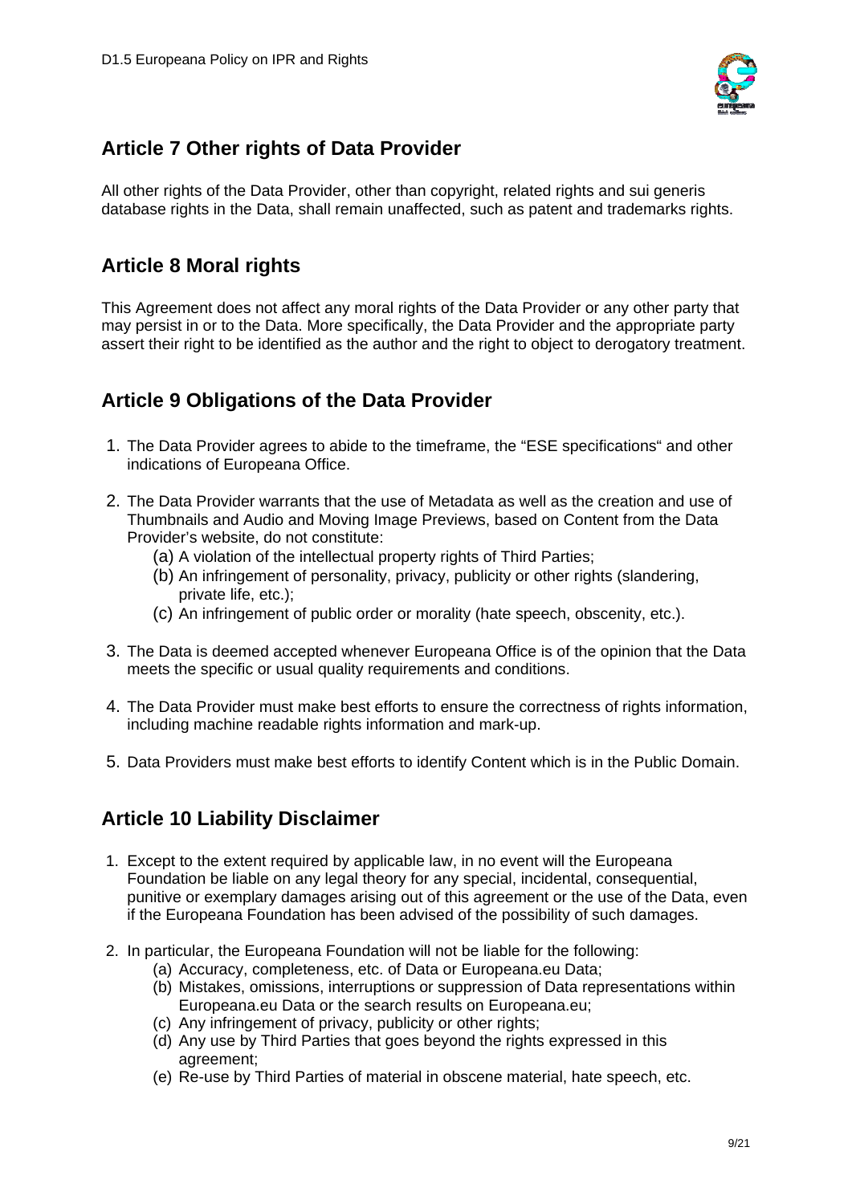## Article 7 Other rights of Data Provider

All other rights of the Data Provider, other than copyright, related rights and sui generis database rights in the Data, shall remain unaffected, such as patent and trademarks rights.

## Article 8 Moral rights

This Agreement does not affect any moral rights of the Data Provider or any other party that may persist in or to the Data. More specifically, the Data Provider and the appropriate party assert their right to be identified as the author and the right to object to derogatory treatment.

## Article 9 Obligations of the Data Provider

1. The Data Provider agrees to abide to the timeframe, the "ESE specifications" and other indications of Europeana Office.

2. The Data Provider warrants that the use of Metadata as well as the creation and use of Thumbnails and Audio and Moving Image Previews, based on Content from the Data Provider's website, do not constitute:
   (a) A violation of the intellectual property rights of Third Parties;
   (b) An infringement of personality, privacy, publicity or other rights (slandering, private life, etc.);
   (c) An infringement of public order or morality (hate speech, obscenity, etc.).

3. The Data is deemed accepted whenever Europeana Office is of the opinion that the Data meets the specific or usual quality requirements and conditions.

4. The Data Provider must make best efforts to ensure the correctness of rights information, including machine readable rights information and mark-up.

5. Data Providers must make best efforts to identify Content which is in the Public Domain.

## Article 10 Liability Disclaimer

1. Except to the extent required by applicable law, in no event will the Europeana Foundation be liable on any legal theory for any special, incidental, consequential, punitive or exemplary damages arising out of this agreement or the use of the Data, even if the Europeana Foundation has been advised of the possibility of such damages.

2. In particular, the Europeana Foundation will not be liable for the following:
   (a) Accuracy, completeness, etc. of Data or Europeana.eu Data;
   (b) Mistakes, omissions, interruptions or suppression of Data representations within Europeana.eu Data or the search results on Europeana.eu;
   (c) Any infringement of privacy, publicity or other rights;
   (d) Any use by Third Parties that goes beyond the rights expressed in this agreement;
   (e) Re-use by Third Parties of material in obscene material, hate speech, etc.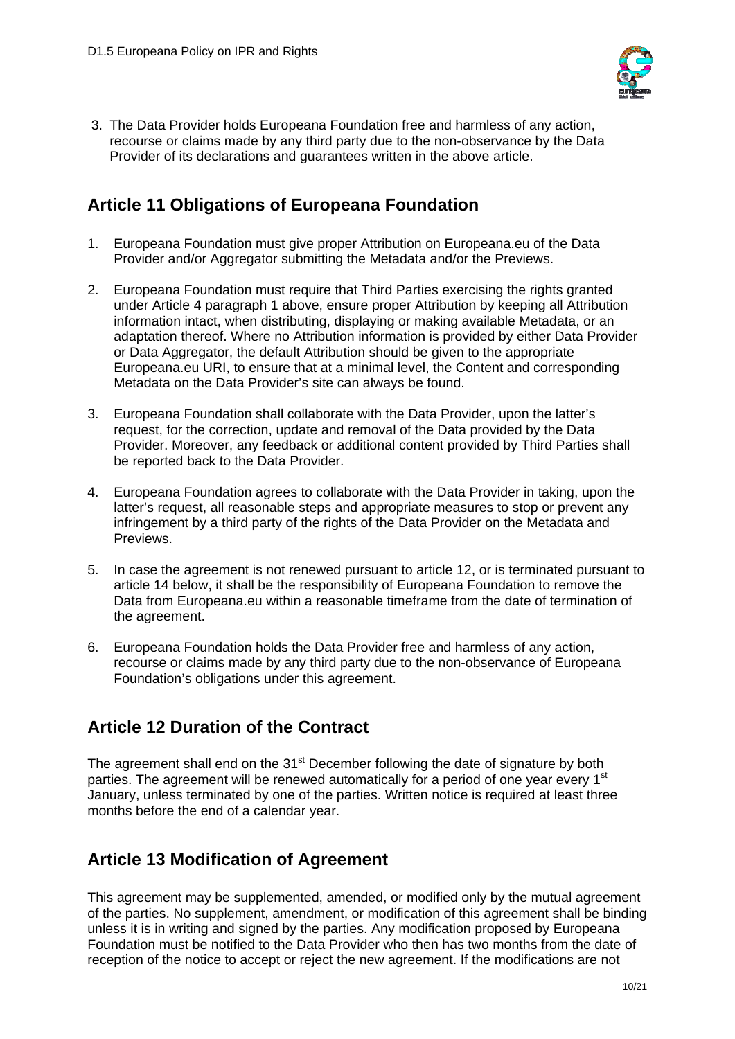3. The Data Provider holds Europeana Foundation free and harmless of any action, recourse or claims made by any third party due to the non-observance by the Data Provider of its declarations and guarantees written in the above article.

## Article 11 Obligations of Europeana Foundation

1. Europeana Foundation must give proper Attribution on Europeana.eu of the Data Provider and/or Aggregator submitting the Metadata and/or the Previews.

2. Europeana Foundation must require that Third Parties exercising the rights granted under Article 4 paragraph 1 above, ensure proper Attribution by keeping all Attribution information intact, when distributing, displaying or making available Metadata, or an adaptation thereof. Where no Attribution information is provided by either Data Provider or Data Aggregator, the default Attribution should be given to the appropriate Europeana.eu URI, to ensure that at a minimal level, the Content and corresponding Metadata on the Data Provider's site can always be found.

3. Europeana Foundation shall collaborate with the Data Provider, upon the latter's request, for the correction, update and removal of the Data provided by the Data Provider. Moreover, any feedback or additional content provided by Third Parties shall be reported back to the Data Provider.

4. Europeana Foundation agrees to collaborate with the Data Provider in taking, upon the latter's request, all reasonable steps and appropriate measures to stop or prevent any infringement by a third party of the rights of the Data Provider on the Metadata and Previews.

5. In case the agreement is not renewed pursuant to article 12, or is terminated pursuant to article 14 below, it shall be the responsibility of Europeana Foundation to remove the Data from Europeana.eu within a reasonable timeframe from the date of termination of the agreement.

6. Europeana Foundation holds the Data Provider free and harmless of any action, recourse or claims made by any third party due to the non-observance of Europeana Foundation's obligations under this agreement.

## Article 12 Duration of the Contract

The agreement shall end on the 31st December following the date of signature by both parties. The agreement will be renewed automatically for a period of one year every 1st January, unless terminated by one of the parties. Written notice is required at least three months before the end of a calendar year.

## Article 13 Modification of Agreement

This agreement may be supplemented, amended, or modified only by the mutual agreement of the parties. No supplement, amendment, or modification of this agreement shall be binding unless it is in writing and signed by the parties. Any modification proposed by Europeana Foundation must be notified to the Data Provider who then has two months from the date of reception of the notice to accept or reject the new agreement. If the modifications are not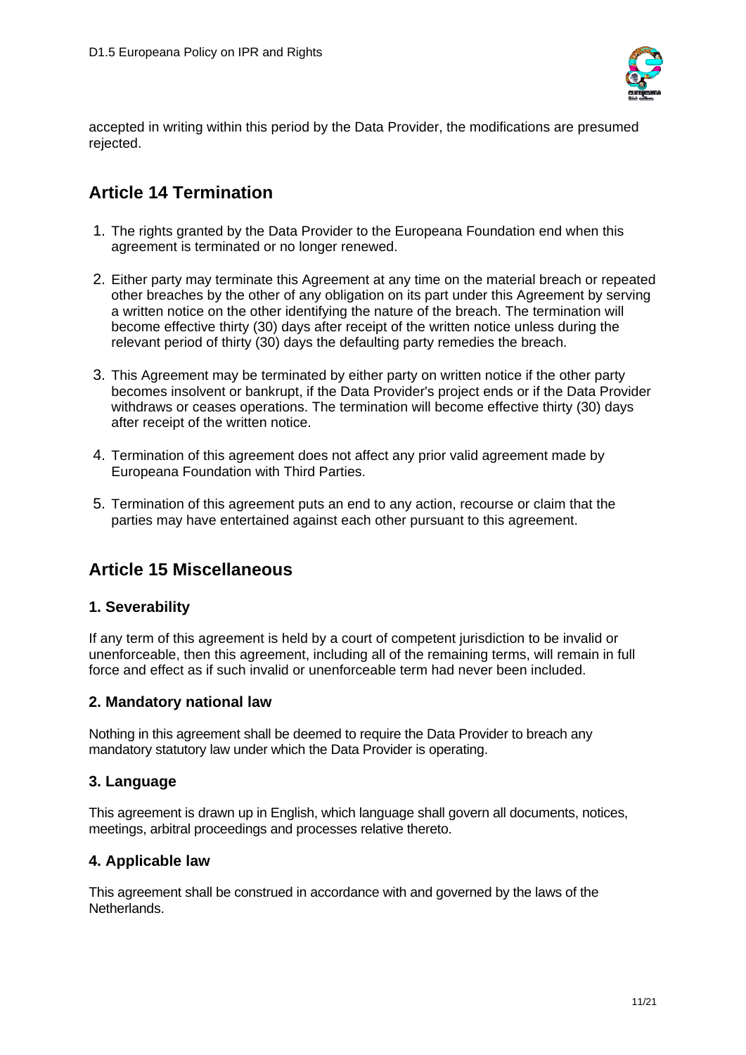accepted in writing within this period by the Data Provider, the modifications are presumed rejected.

## Article 14 Termination

1. The rights granted by the Data Provider to the Europeana Foundation end when this agreement is terminated or no longer renewed.

2. Either party may terminate this Agreement at any time on the material breach or repeated other breaches by the other of any obligation on its part under this Agreement by serving a written notice on the other identifying the nature of the breach. The termination will become effective thirty (30) days after receipt of the written notice unless during the relevant period of thirty (30) days the defaulting party remedies the breach.

3. This Agreement may be terminated by either party on written notice if the other party becomes insolvent or bankrupt, if the Data Provider's project ends or if the Data Provider withdraws or ceases operations. The termination will become effective thirty (30) days after receipt of the written notice.

4. Termination of this agreement does not affect any prior valid agreement made by Europeana Foundation with Third Parties.

5. Termination of this agreement puts an end to any action, recourse or claim that the parties may have entertained against each other pursuant to this agreement.

## Article 15 Miscellaneous

### 1. Severability

If any term of this agreement is held by a court of competent jurisdiction to be invalid or unenforceable, then this agreement, including all of the remaining terms, will remain in full force and effect as if such invalid or unenforceable term had never been included.

### 2. Mandatory national law

Nothing in this agreement shall be deemed to require the Data Provider to breach any mandatory statutory law under which the Data Provider is operating.

### 3. Language

This agreement is drawn up in English, which language shall govern all documents, notices, meetings, arbitral proceedings and processes relative thereto.

### 4. Applicable law

This agreement shall be construed in accordance with and governed by the laws of the Netherlands.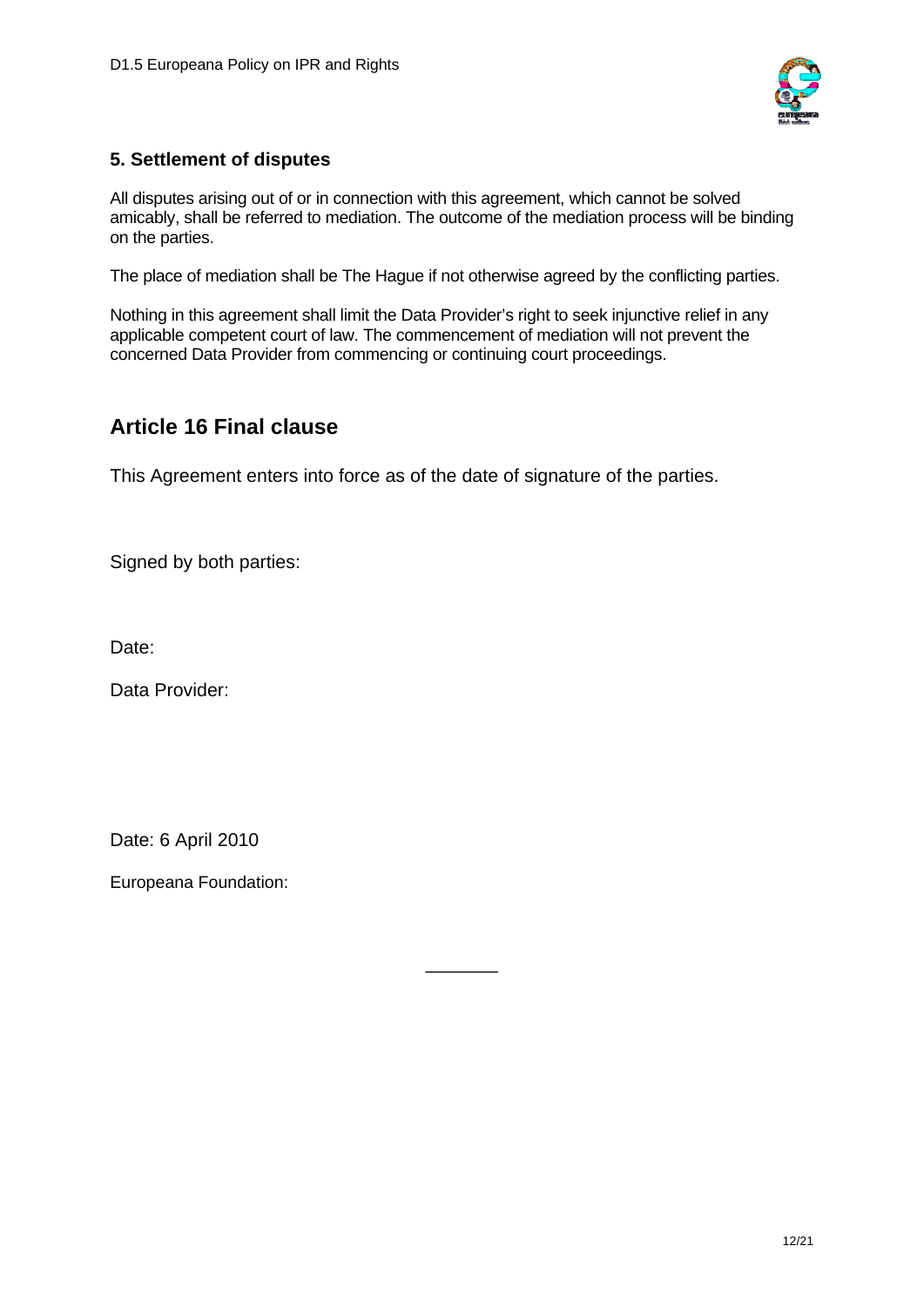### 5. Settlement of disputes

All disputes arising out of or in connection with this agreement, which cannot be solved amicably, shall be referred to mediation. The outcome of the mediation process will be binding on the parties.

The place of mediation shall be The Hague if not otherwise agreed by the conflicting parties.

Nothing in this agreement shall limit the Data Provider's right to seek injunctive relief in any applicable competent court of law. The commencement of mediation will not prevent the concerned Data Provider from commencing or continuing court proceedings.

## Article 16 Final clause

This Agreement enters into force as of the date of signature of the parties.

Signed by both parties:

Date:

Data Provider:

Date: 6 April 2010

Europeana Foundation:

\_\_\_\_\_\_\_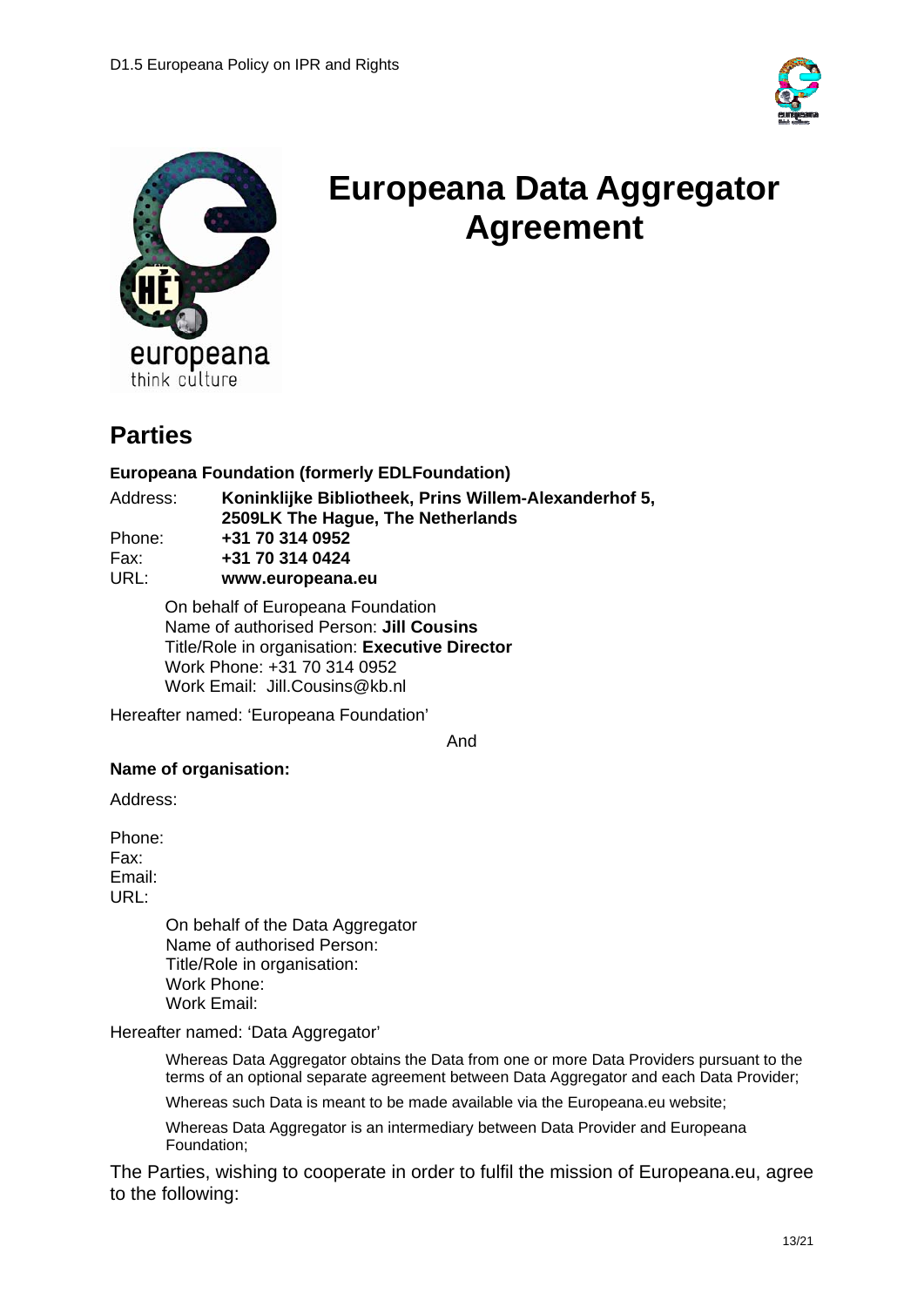# Europeana Data Aggregator Agreement

## Parties

**Europeana Foundation (formerly EDLFoundation)**

Address: **Koninklijke Bibliotheek, Prins Willem-Alexanderhof 5, 2509LK The Hague, The Netherlands**
Phone: **+31 70 314 0952**
Fax: **+31 70 314 0424**
URL: **www.europeana.eu**

On behalf of Europeana Foundation
Name of authorised Person: **Jill Cousins**
Title/Role in organisation: **Executive Director**
Work Phone: +31 70 314 0952
Work Email: Jill.Cousins@kb.nl

Hereafter named: 'Europeana Foundation'

And

**Name of organisation:**

Address:

Phone:
Fax:
Email:
URL:

On behalf of the Data Aggregator
Name of authorised Person:
Title/Role in organisation:
Work Phone:
Work Email:

Hereafter named: 'Data Aggregator'

Whereas Data Aggregator obtains the Data from one or more Data Providers pursuant to the terms of an optional separate agreement between Data Aggregator and each Data Provider;

Whereas such Data is meant to be made available via the Europeana.eu website;

Whereas Data Aggregator is an intermediary between Data Provider and Europeana Foundation;

The Parties, wishing to cooperate in order to fulfil the mission of Europeana.eu, agree to the following: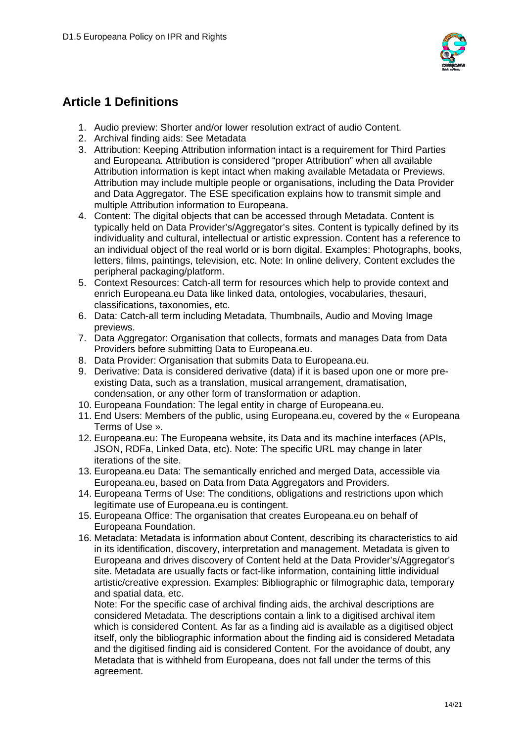## Article 1 Definitions

1. Audio preview: Shorter and/or lower resolution extract of audio Content.
2. Archival finding aids: See Metadata
3. Attribution: Keeping Attribution information intact is a requirement for Third Parties and Europeana. Attribution is considered “proper Attribution” when all available Attribution information is kept intact when making available Metadata or Previews. Attribution may include multiple people or organisations, including the Data Provider and Data Aggregator. The ESE specification explains how to transmit simple and multiple Attribution information to Europeana.
4. Content: The digital objects that can be accessed through Metadata. Content is typically held on Data Provider's/Aggregator's sites. Content is typically defined by its individuality and cultural, intellectual or artistic expression. Content has a reference to an individual object of the real world or is born digital. Examples: Photographs, books, letters, films, paintings, television, etc. Note: In online delivery, Content excludes the peripheral packaging/platform.
5. Context Resources: Catch-all term for resources which help to provide context and enrich Europeana.eu Data like linked data, ontologies, vocabularies, thesauri, classifications, taxonomies, etc.
6. Data: Catch-all term including Metadata, Thumbnails, Audio and Moving Image previews.
7. Data Aggregator: Organisation that collects, formats and manages Data from Data Providers before submitting Data to Europeana.eu.
8. Data Provider: Organisation that submits Data to Europeana.eu.
9. Derivative: Data is considered derivative (data) if it is based upon one or more pre-existing Data, such as a translation, musical arrangement, dramatisation, condensation, or any other form of transformation or adaption.
10. Europeana Foundation: The legal entity in charge of Europeana.eu.
11. End Users: Members of the public, using Europeana.eu, covered by the « Europeana Terms of Use ».
12. Europeana.eu: The Europeana website, its Data and its machine interfaces (APIs, JSON, RDFa, Linked Data, etc). Note: The specific URL may change in later iterations of the site.
13. Europeana.eu Data: The semantically enriched and merged Data, accessible via Europeana.eu, based on Data from Data Aggregators and Providers.
14. Europeana Terms of Use: The conditions, obligations and restrictions upon which legitimate use of Europeana.eu is contingent.
15. Europeana Office: The organisation that creates Europeana.eu on behalf of Europeana Foundation.
16. Metadata: Metadata is information about Content, describing its characteristics to aid in its identification, discovery, interpretation and management. Metadata is given to Europeana and drives discovery of Content held at the Data Provider's/Aggregator's site. Metadata are usually facts or fact-like information, containing little individual artistic/creative expression. Examples: Bibliographic or filmographic data, temporary and spatial data, etc.

    Note: For the specific case of archival finding aids, the archival descriptions are considered Metadata. The descriptions contain a link to a digitised archival item which is considered Content. As far as a finding aid is available as a digitised object itself, only the bibliographic information about the finding aid is considered Metadata and the digitised finding aid is considered Content. For the avoidance of doubt, any Metadata that is withheld from Europeana, does not fall under the terms of this agreement.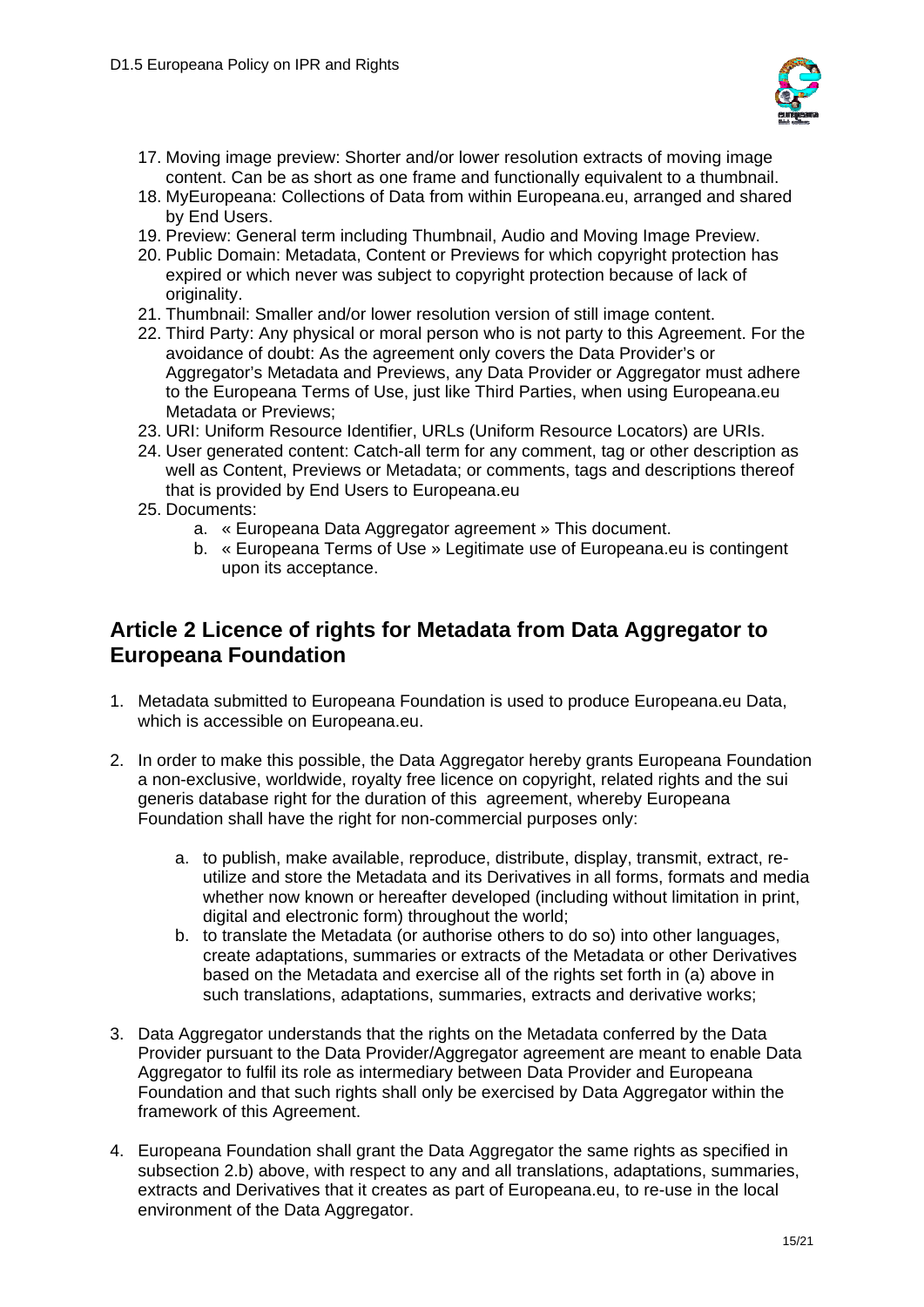17. Moving image preview: Shorter and/or lower resolution extracts of moving image content. Can be as short as one frame and functionally equivalent to a thumbnail.
18. MyEuropeana: Collections of Data from within Europeana.eu, arranged and shared by End Users.
19. Preview: General term including Thumbnail, Audio and Moving Image Preview.
20. Public Domain: Metadata, Content or Previews for which copyright protection has expired or which never was subject to copyright protection because of lack of originality.
21. Thumbnail: Smaller and/or lower resolution version of still image content.
22. Third Party: Any physical or moral person who is not party to this Agreement. For the avoidance of doubt: As the agreement only covers the Data Provider's or Aggregator's Metadata and Previews, any Data Provider or Aggregator must adhere to the Europeana Terms of Use, just like Third Parties, when using Europeana.eu Metadata or Previews;
23. URI: Uniform Resource Identifier, URLs (Uniform Resource Locators) are URIs.
24. User generated content: Catch-all term for any comment, tag or other description as well as Content, Previews or Metadata; or comments, tags and descriptions thereof that is provided by End Users to Europeana.eu
25. Documents:
    a. « Europeana Data Aggregator agreement » This document.
    b. « Europeana Terms of Use » Legitimate use of Europeana.eu is contingent upon its acceptance.

## Article 2 Licence of rights for Metadata from Data Aggregator to Europeana Foundation

1. Metadata submitted to Europeana Foundation is used to produce Europeana.eu Data, which is accessible on Europeana.eu.

2. In order to make this possible, the Data Aggregator hereby grants Europeana Foundation a non-exclusive, worldwide, royalty free licence on copyright, related rights and the sui generis database right for the duration of this agreement, whereby Europeana Foundation shall have the right for non-commercial purposes only:

    a. to publish, make available, reproduce, distribute, display, transmit, extract, re-utilize and store the Metadata and its Derivatives in all forms, formats and media whether now known or hereafter developed (including without limitation in print, digital and electronic form) throughout the world;
    b. to translate the Metadata (or authorise others to do so) into other languages, create adaptations, summaries or extracts of the Metadata or other Derivatives based on the Metadata and exercise all of the rights set forth in (a) above in such translations, adaptations, summaries, extracts and derivative works;

3. Data Aggregator understands that the rights on the Metadata conferred by the Data Provider pursuant to the Data Provider/Aggregator agreement are meant to enable Data Aggregator to fulfil its role as intermediary between Data Provider and Europeana Foundation and that such rights shall only be exercised by Data Aggregator within the framework of this Agreement.

4. Europeana Foundation shall grant the Data Aggregator the same rights as specified in subsection 2.b) above, with respect to any and all translations, adaptations, summaries, extracts and Derivatives that it creates as part of Europeana.eu, to re-use in the local environment of the Data Aggregator.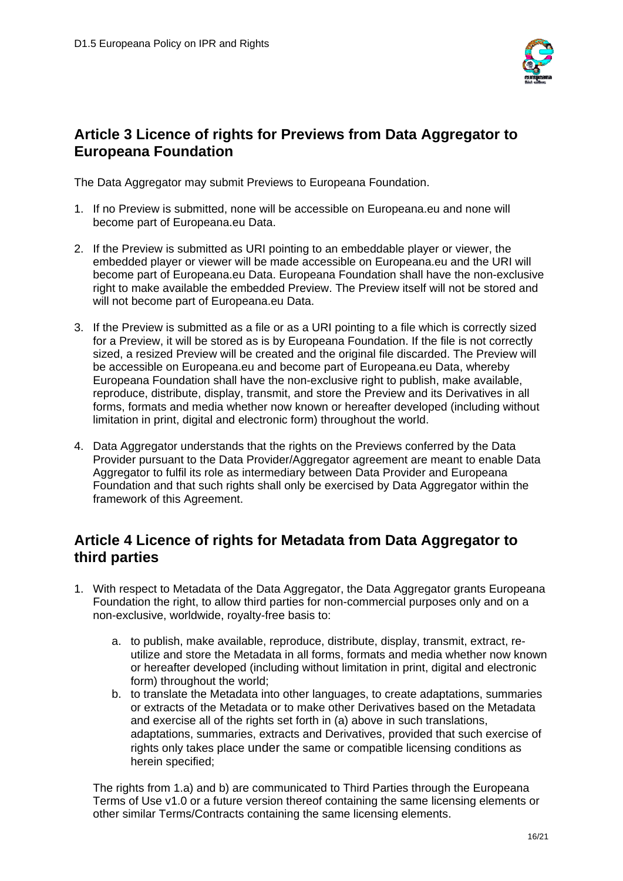## Article 3 Licence of rights for Previews from Data Aggregator to Europeana Foundation

The Data Aggregator may submit Previews to Europeana Foundation.

1. If no Preview is submitted, none will be accessible on Europeana.eu and none will become part of Europeana.eu Data.

2. If the Preview is submitted as URI pointing to an embeddable player or viewer, the embedded player or viewer will be made accessible on Europeana.eu and the URI will become part of Europeana.eu Data. Europeana Foundation shall have the non-exclusive right to make available the embedded Preview. The Preview itself will not be stored and will not become part of Europeana.eu Data.

3. If the Preview is submitted as a file or as a URI pointing to a file which is correctly sized for a Preview, it will be stored as is by Europeana Foundation. If the file is not correctly sized, a resized Preview will be created and the original file discarded. The Preview will be accessible on Europeana.eu and become part of Europeana.eu Data, whereby Europeana Foundation shall have the non-exclusive right to publish, make available, reproduce, distribute, display, transmit, and store the Preview and its Derivatives in all forms, formats and media whether now known or hereafter developed (including without limitation in print, digital and electronic form) throughout the world.

4. Data Aggregator understands that the rights on the Previews conferred by the Data Provider pursuant to the Data Provider/Aggregator agreement are meant to enable Data Aggregator to fulfil its role as intermediary between Data Provider and Europeana Foundation and that such rights shall only be exercised by Data Aggregator within the framework of this Agreement.

## Article 4 Licence of rights for Metadata from Data Aggregator to third parties

1. With respect to Metadata of the Data Aggregator, the Data Aggregator grants Europeana Foundation the right, to allow third parties for non-commercial purposes only and on a non-exclusive, worldwide, royalty-free basis to:

   a. to publish, make available, reproduce, distribute, display, transmit, extract, re-utilize and store the Metadata in all forms, formats and media whether now known or hereafter developed (including without limitation in print, digital and electronic form) throughout the world;
   b. to translate the Metadata into other languages, to create adaptations, summaries or extracts of the Metadata or to make other Derivatives based on the Metadata and exercise all of the rights set forth in (a) above in such translations, adaptations, summaries, extracts and Derivatives, provided that such exercise of rights only takes place under the same or compatible licensing conditions as herein specified;

   The rights from 1.a) and b) are communicated to Third Parties through the Europeana Terms of Use v1.0 or a future version thereof containing the same licensing elements or other similar Terms/Contracts containing the same licensing elements.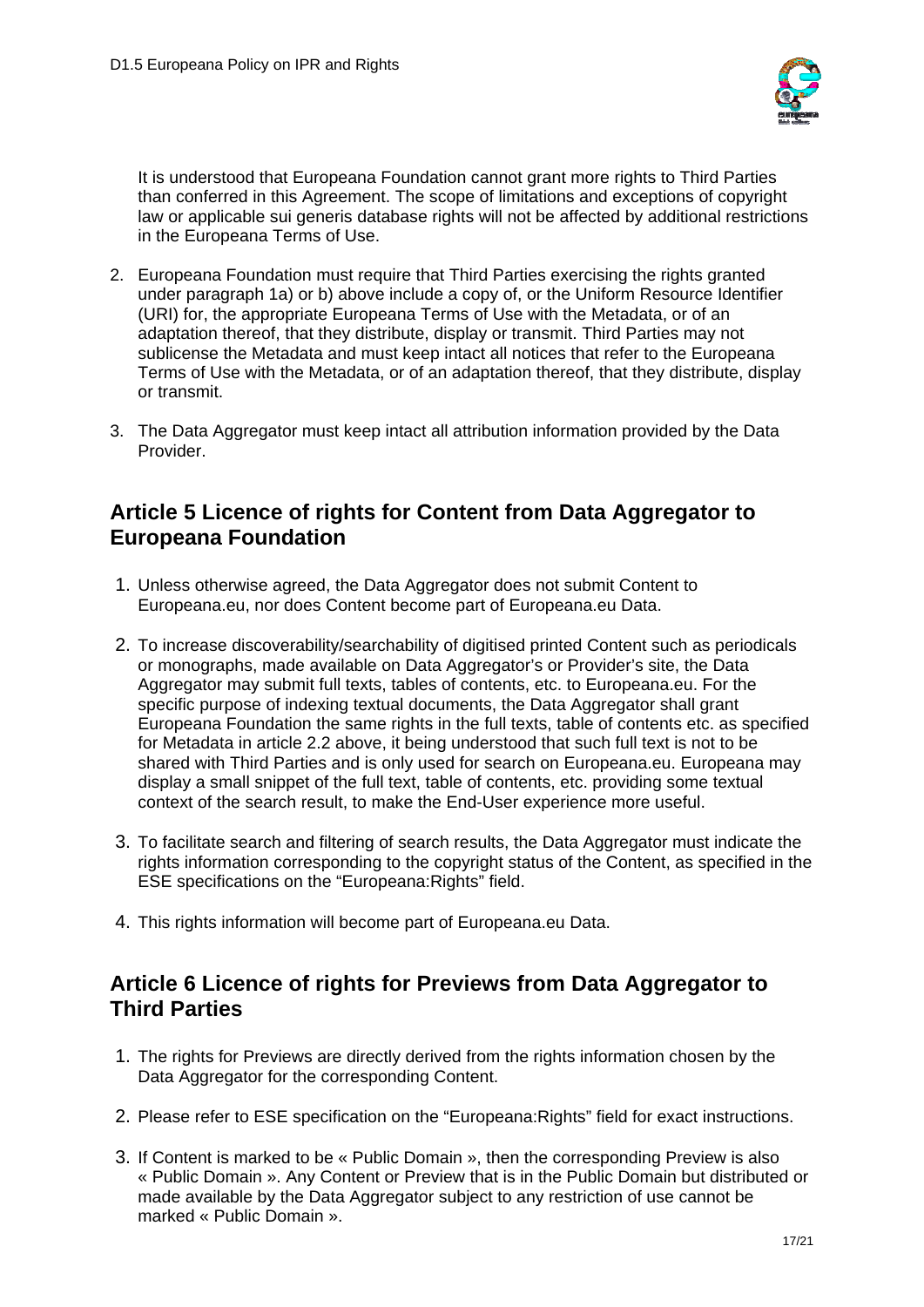It is understood that Europeana Foundation cannot grant more rights to Third Parties than conferred in this Agreement. The scope of limitations and exceptions of copyright law or applicable sui generis database rights will not be affected by additional restrictions in the Europeana Terms of Use.

2. Europeana Foundation must require that Third Parties exercising the rights granted under paragraph 1a) or b) above include a copy of, or the Uniform Resource Identifier (URI) for, the appropriate Europeana Terms of Use with the Metadata, or of an adaptation thereof, that they distribute, display or transmit. Third Parties may not sublicense the Metadata and must keep intact all notices that refer to the Europeana Terms of Use with the Metadata, or of an adaptation thereof, that they distribute, display or transmit.

3. The Data Aggregator must keep intact all attribution information provided by the Data Provider.

## Article 5 Licence of rights for Content from Data Aggregator to Europeana Foundation

1. Unless otherwise agreed, the Data Aggregator does not submit Content to Europeana.eu, nor does Content become part of Europeana.eu Data.

2. To increase discoverability/searchability of digitised printed Content such as periodicals or monographs, made available on Data Aggregator's or Provider's site, the Data Aggregator may submit full texts, tables of contents, etc. to Europeana.eu. For the specific purpose of indexing textual documents, the Data Aggregator shall grant Europeana Foundation the same rights in the full texts, table of contents etc. as specified for Metadata in article 2.2 above, it being understood that such full text is not to be shared with Third Parties and is only used for search on Europeana.eu. Europeana may display a small snippet of the full text, table of contents, etc. providing some textual context of the search result, to make the End-User experience more useful.

3. To facilitate search and filtering of search results, the Data Aggregator must indicate the rights information corresponding to the copyright status of the Content, as specified in the ESE specifications on the "Europeana:Rights" field.

4. This rights information will become part of Europeana.eu Data.

## Article 6 Licence of rights for Previews from Data Aggregator to Third Parties

1. The rights for Previews are directly derived from the rights information chosen by the Data Aggregator for the corresponding Content.

2. Please refer to ESE specification on the "Europeana:Rights" field for exact instructions.

3. If Content is marked to be « Public Domain », then the corresponding Preview is also « Public Domain ». Any Content or Preview that is in the Public Domain but distributed or made available by the Data Aggregator subject to any restriction of use cannot be marked « Public Domain ».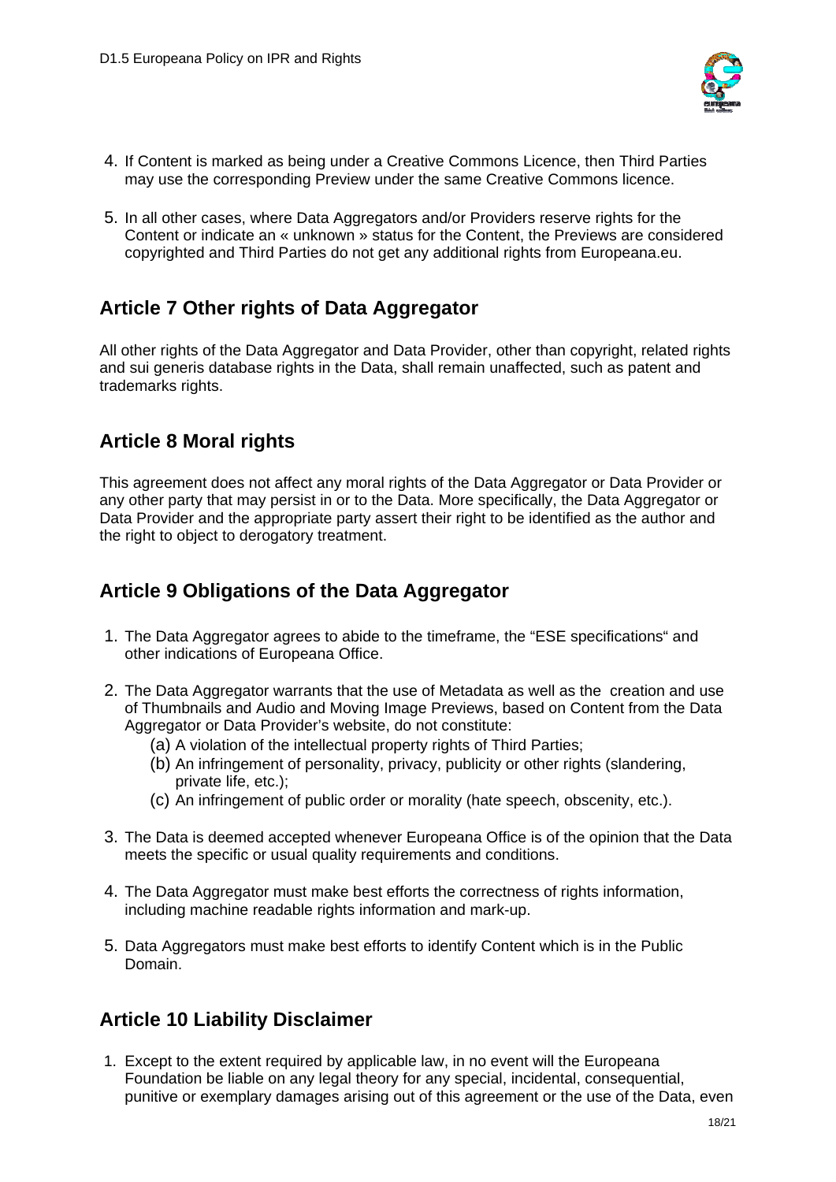4. If Content is marked as being under a Creative Commons Licence, then Third Parties may use the corresponding Preview under the same Creative Commons licence.

5. In all other cases, where Data Aggregators and/or Providers reserve rights for the Content or indicate an « unknown » status for the Content, the Previews are considered copyrighted and Third Parties do not get any additional rights from Europeana.eu.

## Article 7 Other rights of Data Aggregator

All other rights of the Data Aggregator and Data Provider, other than copyright, related rights and sui generis database rights in the Data, shall remain unaffected, such as patent and trademarks rights.

## Article 8 Moral rights

This agreement does not affect any moral rights of the Data Aggregator or Data Provider or any other party that may persist in or to the Data. More specifically, the Data Aggregator or Data Provider and the appropriate party assert their right to be identified as the author and the right to object to derogatory treatment.

## Article 9 Obligations of the Data Aggregator

1. The Data Aggregator agrees to abide to the timeframe, the "ESE specifications" and other indications of Europeana Office.

2. The Data Aggregator warrants that the use of Metadata as well as the creation and use of Thumbnails and Audio and Moving Image Previews, based on Content from the Data Aggregator or Data Provider's website, do not constitute:
   (a) A violation of the intellectual property rights of Third Parties;
   (b) An infringement of personality, privacy, publicity or other rights (slandering, private life, etc.);
   (c) An infringement of public order or morality (hate speech, obscenity, etc.).

3. The Data is deemed accepted whenever Europeana Office is of the opinion that the Data meets the specific or usual quality requirements and conditions.

4. The Data Aggregator must make best efforts the correctness of rights information, including machine readable rights information and mark-up.

5. Data Aggregators must make best efforts to identify Content which is in the Public Domain.

## Article 10 Liability Disclaimer

1. Except to the extent required by applicable law, in no event will the Europeana Foundation be liable on any legal theory for any special, incidental, consequential, punitive or exemplary damages arising out of this agreement or the use of the Data, even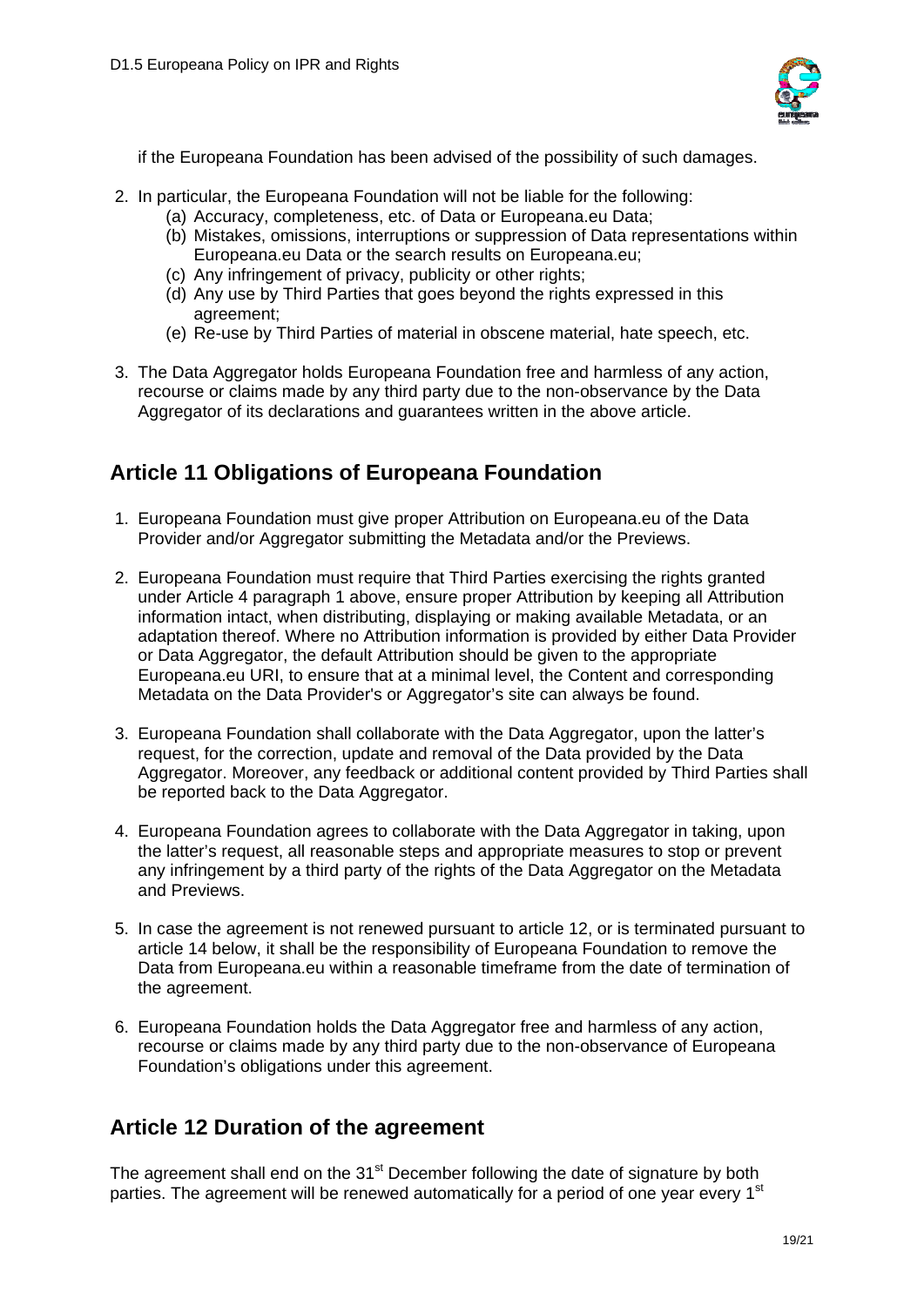if the Europeana Foundation has been advised of the possibility of such damages.

2. In particular, the Europeana Foundation will not be liable for the following:
    (a) Accuracy, completeness, etc. of Data or Europeana.eu Data;
    (b) Mistakes, omissions, interruptions or suppression of Data representations within Europeana.eu Data or the search results on Europeana.eu;
    (c) Any infringement of privacy, publicity or other rights;
    (d) Any use by Third Parties that goes beyond the rights expressed in this agreement;
    (e) Re-use by Third Parties of material in obscene material, hate speech, etc.

3. The Data Aggregator holds Europeana Foundation free and harmless of any action, recourse or claims made by any third party due to the non-observance by the Data Aggregator of its declarations and guarantees written in the above article.

## Article 11 Obligations of Europeana Foundation

1. Europeana Foundation must give proper Attribution on Europeana.eu of the Data Provider and/or Aggregator submitting the Metadata and/or the Previews.

2. Europeana Foundation must require that Third Parties exercising the rights granted under Article 4 paragraph 1 above, ensure proper Attribution by keeping all Attribution information intact, when distributing, displaying or making available Metadata, or an adaptation thereof. Where no Attribution information is provided by either Data Provider or Data Aggregator, the default Attribution should be given to the appropriate Europeana.eu URI, to ensure that at a minimal level, the Content and corresponding Metadata on the Data Provider's or Aggregator's site can always be found.

3. Europeana Foundation shall collaborate with the Data Aggregator, upon the latter's request, for the correction, update and removal of the Data provided by the Data Aggregator. Moreover, any feedback or additional content provided by Third Parties shall be reported back to the Data Aggregator.

4. Europeana Foundation agrees to collaborate with the Data Aggregator in taking, upon the latter's request, all reasonable steps and appropriate measures to stop or prevent any infringement by a third party of the rights of the Data Aggregator on the Metadata and Previews.

5. In case the agreement is not renewed pursuant to article 12, or is terminated pursuant to article 14 below, it shall be the responsibility of Europeana Foundation to remove the Data from Europeana.eu within a reasonable timeframe from the date of termination of the agreement.

6. Europeana Foundation holds the Data Aggregator free and harmless of any action, recourse or claims made by any third party due to the non-observance of Europeana Foundation's obligations under this agreement.

## Article 12 Duration of the agreement

The agreement shall end on the 31st December following the date of signature by both parties. The agreement will be renewed automatically for a period of one year every 1st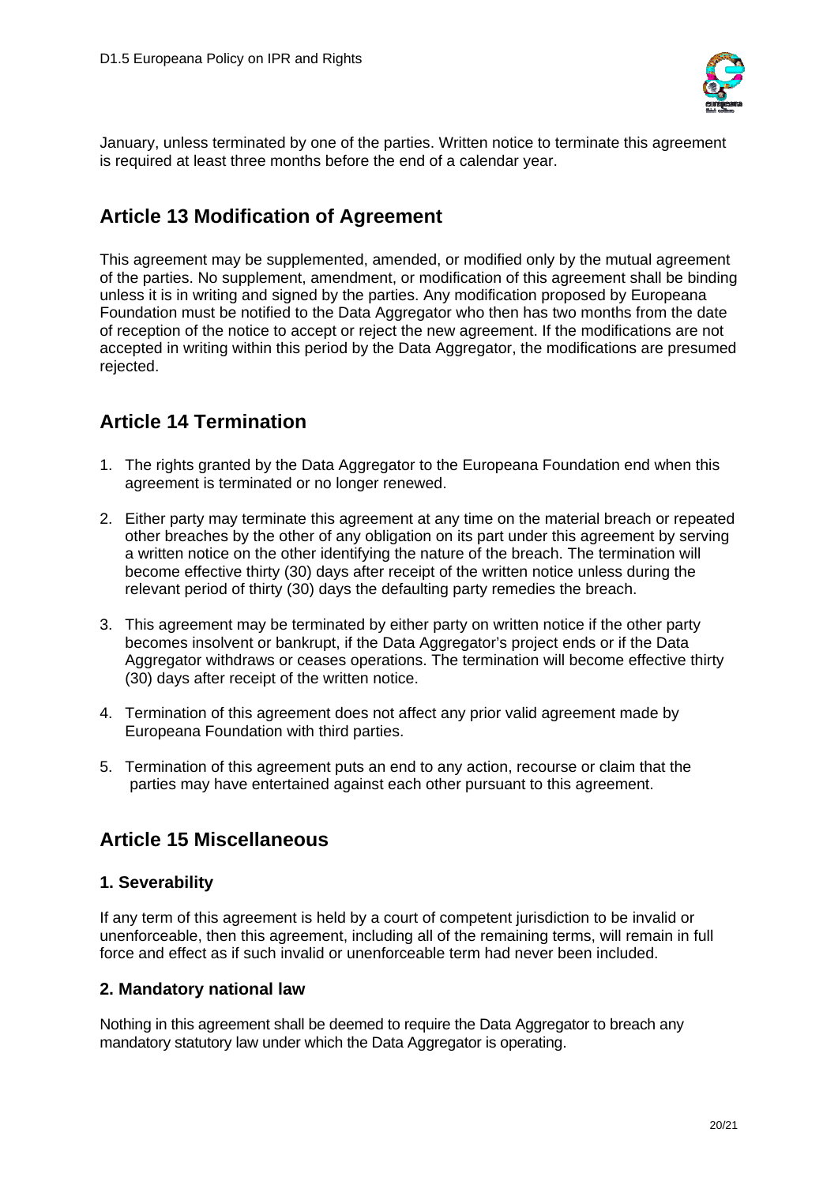January, unless terminated by one of the parties. Written notice to terminate this agreement is required at least three months before the end of a calendar year.

## Article 13 Modification of Agreement

This agreement may be supplemented, amended, or modified only by the mutual agreement of the parties. No supplement, amendment, or modification of this agreement shall be binding unless it is in writing and signed by the parties. Any modification proposed by Europeana Foundation must be notified to the Data Aggregator who then has two months from the date of reception of the notice to accept or reject the new agreement. If the modifications are not accepted in writing within this period by the Data Aggregator, the modifications are presumed rejected.

## Article 14 Termination

1. The rights granted by the Data Aggregator to the Europeana Foundation end when this agreement is terminated or no longer renewed.

2. Either party may terminate this agreement at any time on the material breach or repeated other breaches by the other of any obligation on its part under this agreement by serving a written notice on the other identifying the nature of the breach. The termination will become effective thirty (30) days after receipt of the written notice unless during the relevant period of thirty (30) days the defaulting party remedies the breach.

3. This agreement may be terminated by either party on written notice if the other party becomes insolvent or bankrupt, if the Data Aggregator's project ends or if the Data Aggregator withdraws or ceases operations. The termination will become effective thirty (30) days after receipt of the written notice.

4. Termination of this agreement does not affect any prior valid agreement made by Europeana Foundation with third parties.

5. Termination of this agreement puts an end to any action, recourse or claim that the parties may have entertained against each other pursuant to this agreement.

## Article 15 Miscellaneous

### 1. Severability

If any term of this agreement is held by a court of competent jurisdiction to be invalid or unenforceable, then this agreement, including all of the remaining terms, will remain in full force and effect as if such invalid or unenforceable term had never been included.

### 2. Mandatory national law

Nothing in this agreement shall be deemed to require the Data Aggregator to breach any mandatory statutory law under which the Data Aggregator is operating.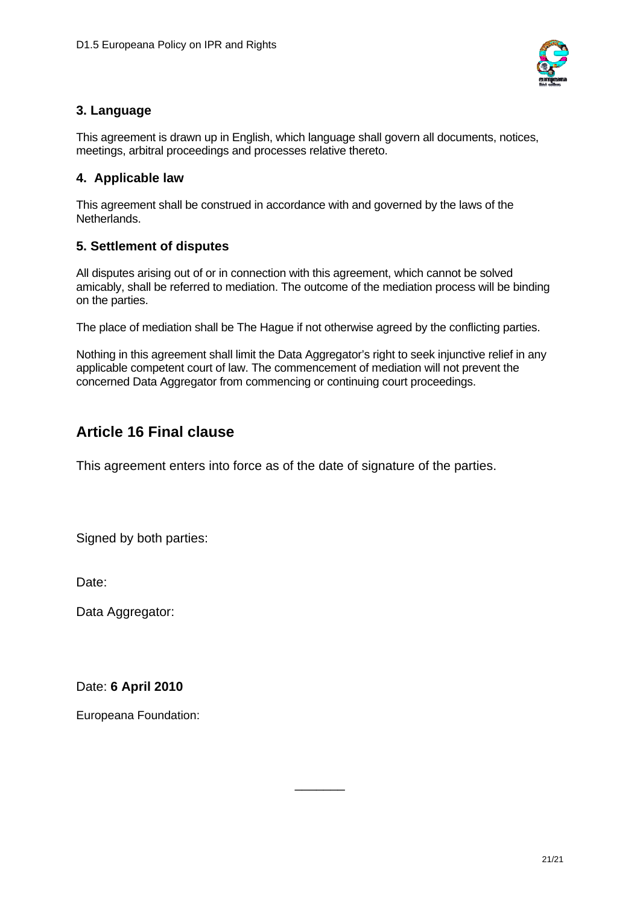### 3. Language

This agreement is drawn up in English, which language shall govern all documents, notices, meetings, arbitral proceedings and processes relative thereto.

### 4. Applicable law

This agreement shall be construed in accordance with and governed by the laws of the Netherlands.

### 5. Settlement of disputes

All disputes arising out of or in connection with this agreement, which cannot be solved amicably, shall be referred to mediation. The outcome of the mediation process will be binding on the parties.

The place of mediation shall be The Hague if not otherwise agreed by the conflicting parties.

Nothing in this agreement shall limit the Data Aggregator's right to seek injunctive relief in any applicable competent court of law. The commencement of mediation will not prevent the concerned Data Aggregator from commencing or continuing court proceedings.

## Article 16 Final clause

This agreement enters into force as of the date of signature of the parties.

Signed by both parties:

Date:

Data Aggregator:

Date: **6 April 2010**

Europeana Foundation:

________